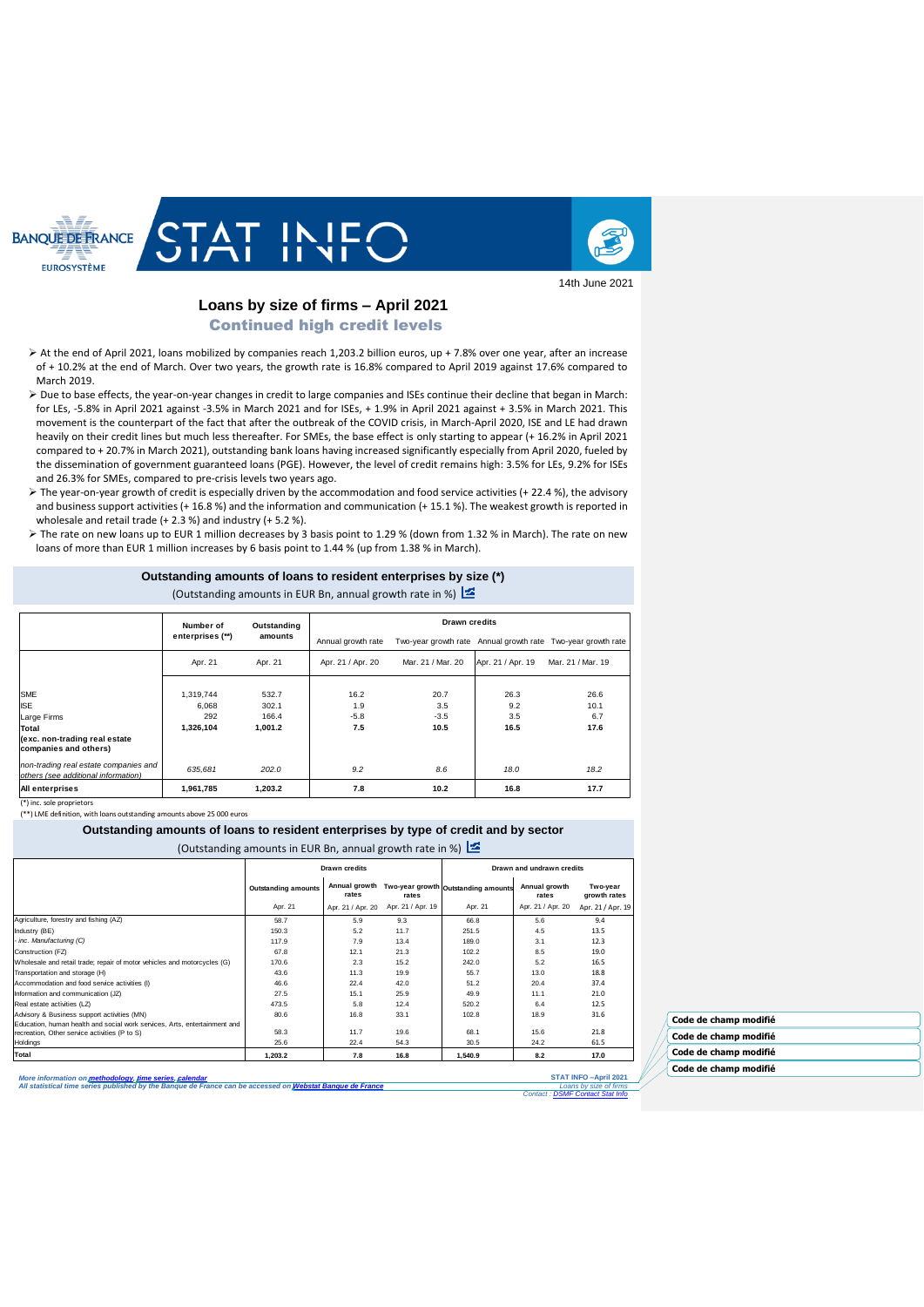BANQUE DE FRANCE EUROSYSTÈME

# STAT INFO

14th June 2021

## Loans by size of firms – April 2021

### Continued high credit levels

- At the end of April 2021, loans mobilized by companies reach 1,203.2 billion euros, up + 7.8% over one year, after an increase of + 10.2% at the end of March. Over two years, the growth rate is 16.8% compared to April 2019 against 17.6% compared to March 2019.
- Due to base effects, the year-on-year changes in credit to large companies and ISEs continue their decline that began in March: for LEs, -5.8% in April 2021 against -3.5% in March 2021 and for ISEs, + 1.9% in April 2021 against + 3.5% in March 2021. This movement is the counterpart of the fact that after the outbreak of the COVID crisis, in March-April 2020, ISE and LE had drawn heavily on their credit lines but much less thereafter. For SMEs, the base effect is only starting to appear (+ 16.2% in April 2021 compared to + 20.7% in March 2021), outstanding bank loans having increased significantly especially from April 2020, fueled by the dissemination of government guaranteed loans (PGE). However, the level of credit remains high: 3.5% for LEs, 9.2% for ISEs and 26.3% for SMEs, compared to pre-crisis levels two years ago.
- The year-on-year growth of credit is especially driven by the accommodation and food service activities (+ 22.4 %), the advisory and business support activities (+ 16.8 %) and the information and communication (+ 15.1 %). The weakest growth is reported in wholesale and retail trade (+ 2.3 %) and industry (+ 5.2 %).
- The rate on new loans up to EUR 1 million decreases by 3 basis point to 1.29 % (down from 1.32 % in March). The rate on new loans of more than EUR 1 million increases by 6 basis point to 1.44 % (up from 1.38 % in March).

### Outstanding amounts of loans to resident enterprises by size (*)

(Outstanding amounts in EUR Bn, annual growth rate in %)

| | Number of enterprises (**) | Outstanding amounts | Drawn credits | | | |
|---|---|---|---|---|---|---|
| | | | Annual growth rate | | Two-year growth rate | |
| | Apr. 21 | Apr. 21 | Apr. 21 / Apr. 20 | Mar. 21 / Mar. 20 | Apr. 21 / Apr. 19 | Mar. 21 / Mar. 19 |
| SME | 1,319,744 | 532.7 | 16.2 | 20.7 | 26.3 | 26.6 |
| ISE | 6,068 | 302.1 | 1.9 | 3.5 | 9.2 | 10.1 |
| Large Firms | 292 | 166.4 | -5.8 | -3.5 | 3.5 | 6.7 |
| **Total (exc. non-trading real estate companies and others)** | **1,326,104** | **1,001.2** | **7.5** | **10.5** | **16.5** | **17.6** |
| *non-trading real estate companies and others (see additional information)* | *635,681* | *202.0* | *9.2* | *8.6* | *18.0* | *18.2* |
| **All enterprises** | **1,961,785** | **1,203.2** | **7.8** | **10.2** | **16.8** | **17.7** |

(*) inc. sole proprietors

(**) LME definition, with loans outstanding amounts above 25 000 euros

### Outstanding amounts of loans to resident enterprises by type of credit and by sector

(Outstanding amounts in EUR Bn, annual growth rate in %)

| | Drawn credits | | | Drawn and undrawn credits | | |
|---|---|---|---|---|---|---|
| | Outstanding amounts | Annual growth rates | Two-year growth rates | Outstanding amounts | Annual growth rates | Two-year growth rates |
| | Apr. 21 | Apr. 21 / Apr. 20 | Apr. 21 / Apr. 19 | Apr. 21 | Apr. 21 / Apr. 20 | Apr. 21 / Apr. 19 |
| Agriculture, forestry and fishing (AZ) | 58.7 | 5.9 | 9.3 | 66.8 | 5.6 | 9.4 |
| Industry (BE) | 150.3 | 5.2 | 11.7 | 251.5 | 4.5 | 13.5 |
| *- inc. Manufacturing (C)* | 117.9 | 7.9 | 13.4 | 189.0 | 3.1 | 12.3 |
| Construction (FZ) | 67.8 | 12.1 | 21.3 | 102.2 | 8.5 | 19.0 |
| Wholesale and retail trade; repair of motor vehicles and motorcycles (G) | 170.6 | 2.3 | 15.2 | 242.0 | 5.2 | 16.5 |
| Transportation and storage (H) | 43.6 | 11.3 | 19.9 | 55.7 | 13.0 | 18.8 |
| Accommodation and food service activities (I) | 46.6 | 22.4 | 42.0 | 51.2 | 20.4 | 37.4 |
| Information and communication (JZ) | 27.5 | 15.1 | 25.9 | 49.9 | 11.1 | 21.0 |
| Real estate activities (LZ) | 473.5 | 5.8 | 12.4 | 520.2 | 6.4 | 12.5 |
| Advisory & Business support activities (MN) | 80.6 | 16.8 | 33.1 | 102.8 | 18.9 | 31.6 |
| Education, human health and social work services, Arts, entertainment and recreation, Other service activities (P to S) | 58.3 | 11.7 | 19.6 | 68.1 | 15.6 | 21.8 |
| Holdings | 25.6 | 22.4 | 54.3 | 30.5 | 24.2 | 61.5 |
| **Total** | **1,203.2** | **7.8** | **16.8** | **1,540.9** | **8.2** | **17.0** |

*More information on methodology, time series, calendar*
*All statistical time series published by the Banque de France can be accessed on Webstat Banque de France*

Contact : DSMF Contact Stat Info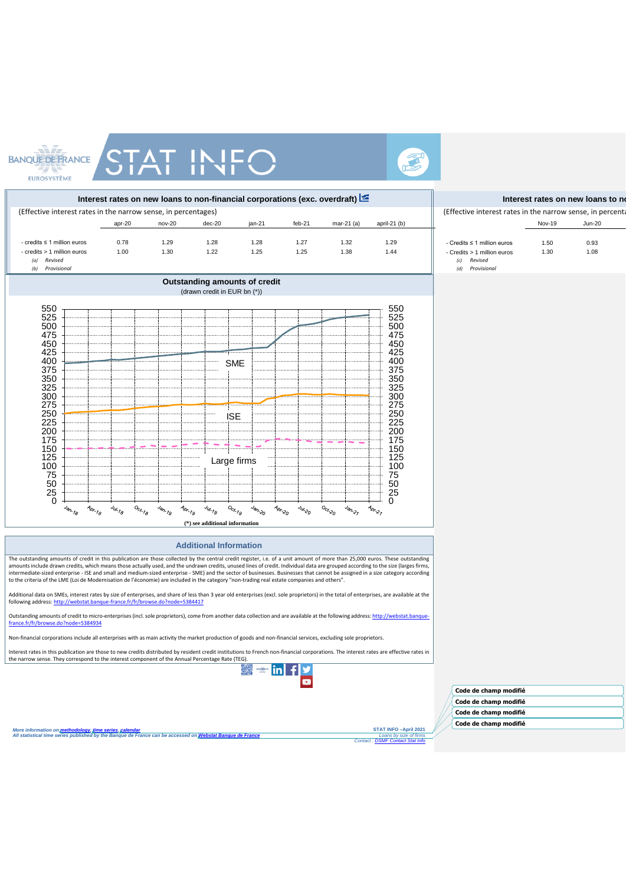BANQUE DE FRANCE

EUROSYSTÈME

STAT INFO

## Interest rates on new loans to non-financial corporations (exc. overdraft)

(Effective interest rates in the narrow sense, in percentages)

| | apr-20 | nov-20 | dec-20 | jan-21 | feb-21 | mar-21 (a) | april-21 (b) |
|---|---|---|---|---|---|---|---|
| - credits ≤ 1 million euros | 0.78 | 1.29 | 1.28 | 1.28 | 1.27 | 1.32 | 1.29 |
| - credits > 1 million euros | 1.00 | 1.30 | 1.22 | 1.25 | 1.25 | 1.38 | 1.44 |

*(a) Revised*

*(b) Provisional*

## Outstanding amounts of credit

(drawn credit in EUR bn (*))

550
525
500
475
450
425
400
375
350
325
300
275
250
225
200
175
150
125
100
75
50
25
0

Jan-18 Apr-18 Jul-18 Oct-18 Jan-19 Apr-19 Jul-19 Oct-19 Jan-20 Apr-20 Jul-20 Oct-20 Jan-21 Apr-21

SME

ISE

Large firms

**(*) see additional information**

## Additional Information

The outstanding amounts of credit in this publication are those collected by the central credit register, i.e. of a unit amount of more than 25,000 euros. These outstanding amounts include drawn credits, which means those actually used, and the undrawn credits, unused lines of credit. Individual data are grouped according to the size (larges firms, intermediate-sized enterprise - ISE and small and medium-sized enterprise - SME) and the sector of businesses. Businesses that cannot be assigned in a size category according to the criteria of the LME (Loi de Modernisation de l'économie) are included in the category "non-trading real estate companies and others".

Additional data on SMEs, interest rates by size of enterprises, and share of less than 3 year old enterprises (excl. sole proprietors) in the total of enterprises, are available at the following address: http://webstat.banque-france.fr/fr/browse.do?node=5384417

Outstanding amounts of credit to micro-enterprises (incl. sole proprietors), come from another data collection and are available at the following address: http://webstat.banque-france.fr/fr/browse.do?node=5384934

Non-financial corporations include all enterprises with as main activity the market production of goods and non-financial services, excluding sole proprietors.

Interest rates in this publication are those to new credits distributed by resident credit institutions to French non-financial corporations. The interest rates are effective rates in the narrow sense. They correspond to the interest component of the Annual Percentage Rate (TEG).

*More information on methodology, time series, calendar*
*All statistical time series published by the Banque de France can be accessed on Webstat Banque de France*

STAT INFO –April 2021
*Loans by size of firms*
*Contact : DSMF Contact Stat Info*

## Interest rates on new loans to no

(Effective interest rates in the narrow sense, in percenta

| | Nov-19 | Jun-20 |
|---|---|---|
| - Credits ≤ 1 million euros | 1.50 | 0.93 |
| - Credits > 1 million euros | 1.30 | 1.08 |

*(c) Revised*

*(d) Provisional*

**Code de champ modifié**

**Code de champ modifié**

**Code de champ modifié**

**Code de champ modifié**